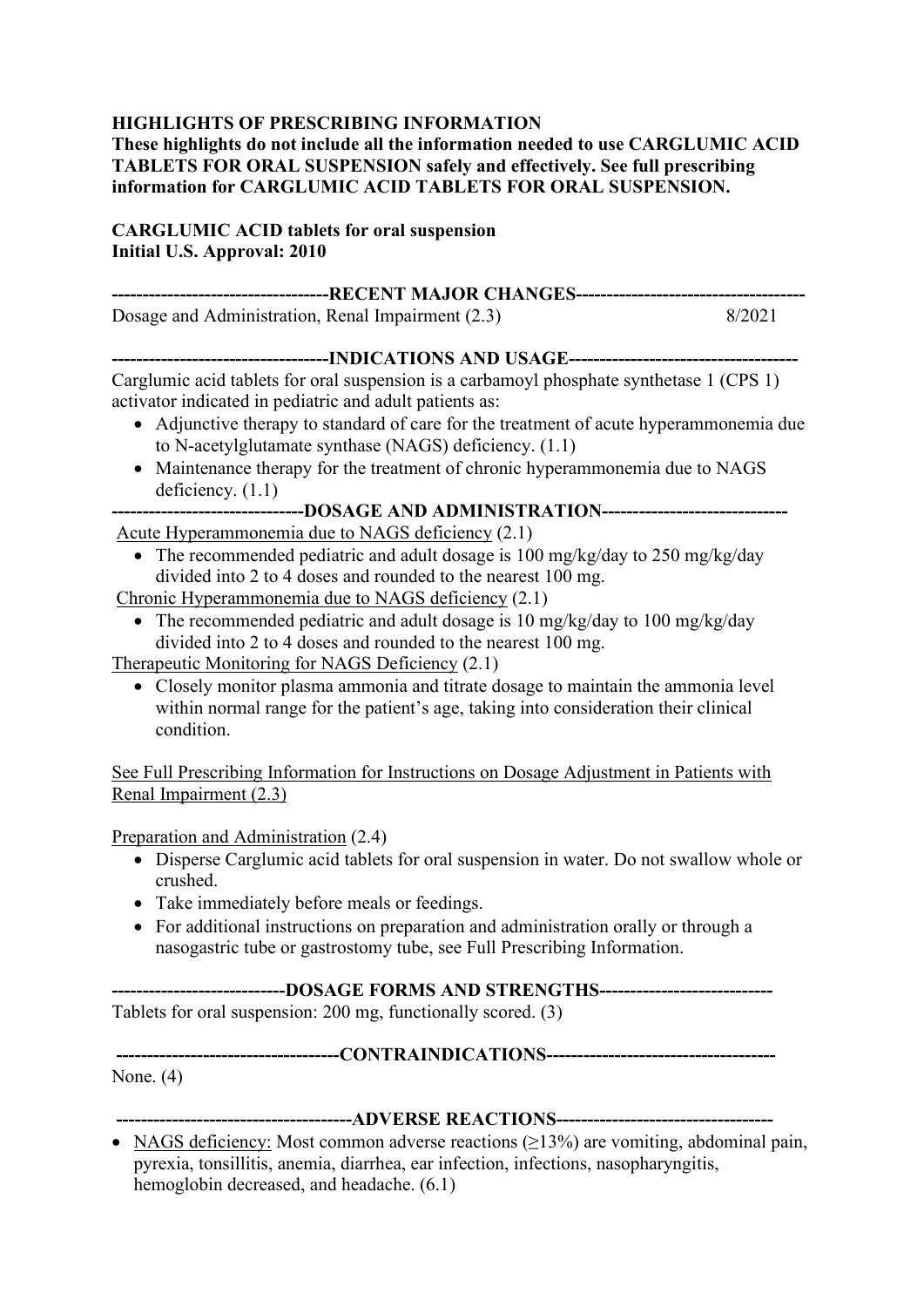**HIGHLIGHTS OF PRESCRIBING INFORMATION**

**These highlights do not include all the information needed to use CARGLUMIC ACID TABLETS FOR ORAL SUSPENSION safely and effectively. See full prescribing information for CARGLUMIC ACID TABLETS FOR ORAL SUSPENSION.**

**CARGLUMIC ACID tablets for oral suspension**
**Initial U.S. Approval: 2010**

**----------------------------------RECENT MAJOR CHANGES------------------------------------**

Dosage and Administration, Renal Impairment (2.3) 8/2021

**----------------------------------INDICATIONS AND USAGE------------------------------------**

Carglumic acid tablets for oral suspension is a carbamoyl phosphate synthetase 1 (CPS 1) activator indicated in pediatric and adult patients as:

- Adjunctive therapy to standard of care for the treatment of acute hyperammonemia due to N-acetylglutamate synthase (NAGS) deficiency. (1.1)
- Maintenance therapy for the treatment of chronic hyperammonemia due to NAGS deficiency. (1.1)

**------------------------------DOSAGE AND ADMINISTRATION------------------------------**

Acute Hyperammonemia due to NAGS deficiency (2.1)

- The recommended pediatric and adult dosage is 100 mg/kg/day to 250 mg/kg/day divided into 2 to 4 doses and rounded to the nearest 100 mg.

Chronic Hyperammonemia due to NAGS deficiency (2.1)

- The recommended pediatric and adult dosage is 10 mg/kg/day to 100 mg/kg/day divided into 2 to 4 doses and rounded to the nearest 100 mg.

Therapeutic Monitoring for NAGS Deficiency (2.1)

- Closely monitor plasma ammonia and titrate dosage to maintain the ammonia level within normal range for the patient's age, taking into consideration their clinical condition.

See Full Prescribing Information for Instructions on Dosage Adjustment in Patients with Renal Impairment (2.3)

Preparation and Administration (2.4)

- Disperse Carglumic acid tablets for oral suspension in water. Do not swallow whole or crushed.
- Take immediately before meals or feedings.
- For additional instructions on preparation and administration orally or through a nasogastric tube or gastrostomy tube, see Full Prescribing Information.

**---------------------------DOSAGE FORMS AND STRENGTHS---------------------------**

Tablets for oral suspension: 200 mg, functionally scored. (3)

**-----------------------------------CONTRAINDICATIONS-----------------------------------**

None. (4)

**-------------------------------------ADVERSE REACTIONS----------------------------------**

- NAGS deficiency: Most common adverse reactions (≥13%) are vomiting, abdominal pain, pyrexia, tonsillitis, anemia, diarrhea, ear infection, infections, nasopharyngitis, hemoglobin decreased, and headache. (6.1)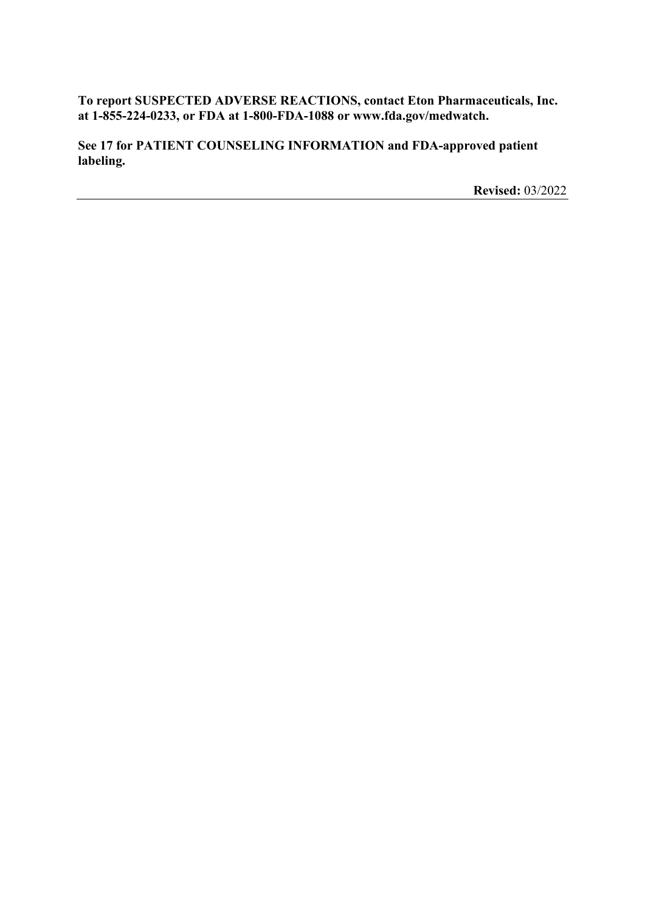**To report SUSPECTED ADVERSE REACTIONS, contact Eton Pharmaceuticals, Inc. at 1-855-224-0233, or FDA at 1-800-FDA-1088 or www.fda.gov/medwatch.**

**See 17 for PATIENT COUNSELING INFORMATION and FDA-approved patient labeling.**

**Revised:** 03/2022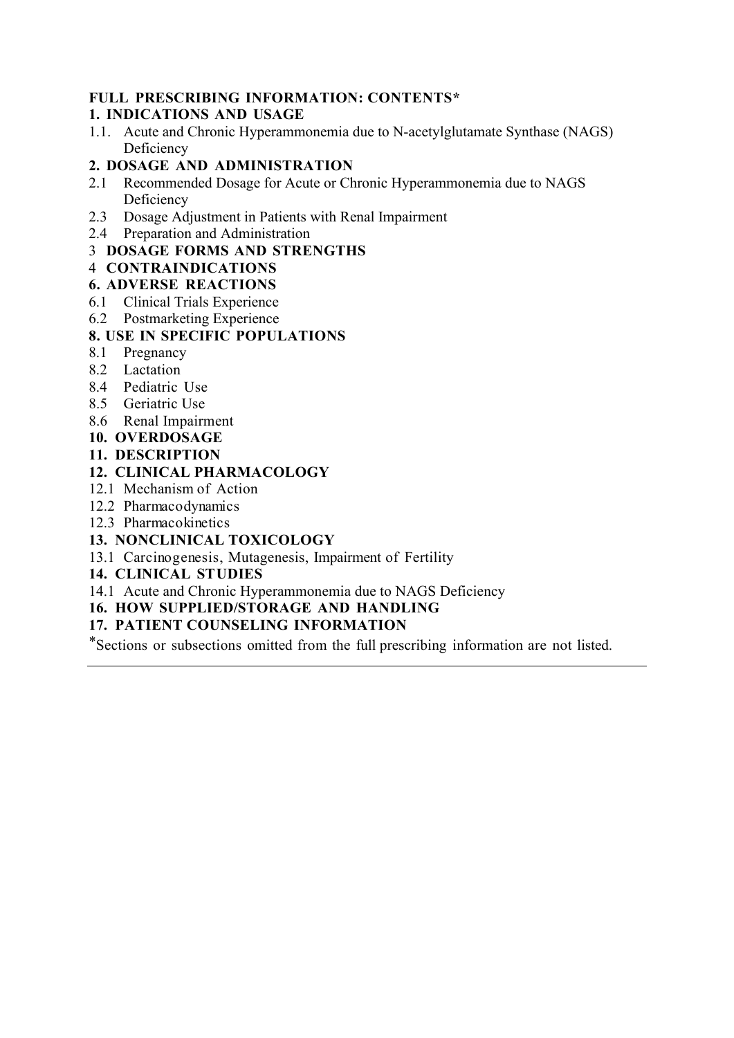**FULL PRESCRIBING INFORMATION: CONTENTS***

**1. INDICATIONS AND USAGE**

1.1. Acute and Chronic Hyperammonemia due to N-acetylglutamate Synthase (NAGS) Deficiency

**2. DOSAGE AND ADMINISTRATION**

2.1 Recommended Dosage for Acute or Chronic Hyperammonemia due to NAGS Deficiency

2.3 Dosage Adjustment in Patients with Renal Impairment

2.4 Preparation and Administration

3 **DOSAGE FORMS AND STRENGTHS**

4 **CONTRAINDICATIONS**

**6. ADVERSE REACTIONS**

6.1 Clinical Trials Experience

6.2 Postmarketing Experience

**8. USE IN SPECIFIC POPULATIONS**

8.1 Pregnancy

8.2 Lactation

8.4 Pediatric Use

8.5 Geriatric Use

8.6 Renal Impairment

**10. OVERDOSAGE**

**11. DESCRIPTION**

**12. CLINICAL PHARMACOLOGY**

12.1 Mechanism of Action

12.2 Pharmacodynamics

12.3 Pharmacokinetics

**13. NONCLINICAL TOXICOLOGY**

13.1 Carcinogenesis, Mutagenesis, Impairment of Fertility

**14. CLINICAL STUDIES**

14.1 Acute and Chronic Hyperammonemia due to NAGS Deficiency

**16. HOW SUPPLIED/STORAGE AND HANDLING**

**17. PATIENT COUNSELING INFORMATION**

*Sections or subsections omitted from the full prescribing information are not listed.

---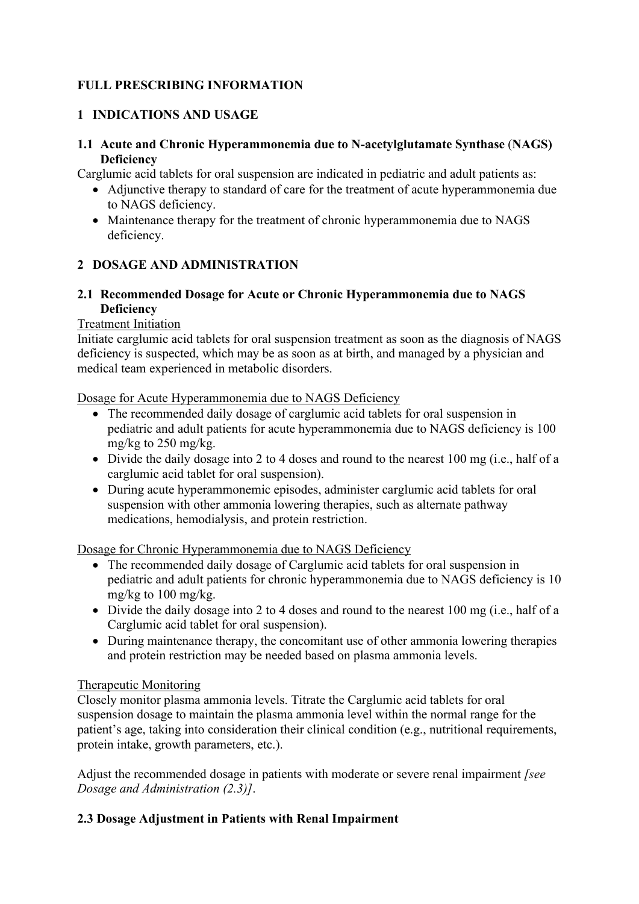# FULL PRESCRIBING INFORMATION

## 1 INDICATIONS AND USAGE

### 1.1 Acute and Chronic Hyperammonemia due to N-acetylglutamate Synthase (NAGS) Deficiency

Carglumic acid tablets for oral suspension are indicated in pediatric and adult patients as:

- Adjunctive therapy to standard of care for the treatment of acute hyperammonemia due to NAGS deficiency.
- Maintenance therapy for the treatment of chronic hyperammonemia due to NAGS deficiency.

## 2 DOSAGE AND ADMINISTRATION

### 2.1 Recommended Dosage for Acute or Chronic Hyperammonemia due to NAGS Deficiency

Treatment Initiation

Initiate carglumic acid tablets for oral suspension treatment as soon as the diagnosis of NAGS deficiency is suspected, which may be as soon as at birth, and managed by a physician and medical team experienced in metabolic disorders.

Dosage for Acute Hyperammonemia due to NAGS Deficiency

- The recommended daily dosage of carglumic acid tablets for oral suspension in pediatric and adult patients for acute hyperammonemia due to NAGS deficiency is 100 mg/kg to 250 mg/kg.
- Divide the daily dosage into 2 to 4 doses and round to the nearest 100 mg (i.e., half of a carglumic acid tablet for oral suspension).
- During acute hyperammonemic episodes, administer carglumic acid tablets for oral suspension with other ammonia lowering therapies, such as alternate pathway medications, hemodialysis, and protein restriction.

Dosage for Chronic Hyperammonemia due to NAGS Deficiency

- The recommended daily dosage of Carglumic acid tablets for oral suspension in pediatric and adult patients for chronic hyperammonemia due to NAGS deficiency is 10 mg/kg to 100 mg/kg.
- Divide the daily dosage into 2 to 4 doses and round to the nearest 100 mg (i.e., half of a Carglumic acid tablet for oral suspension).
- During maintenance therapy, the concomitant use of other ammonia lowering therapies and protein restriction may be needed based on plasma ammonia levels.

Therapeutic Monitoring

Closely monitor plasma ammonia levels. Titrate the Carglumic acid tablets for oral suspension dosage to maintain the plasma ammonia level within the normal range for the patient's age, taking into consideration their clinical condition (e.g., nutritional requirements, protein intake, growth parameters, etc.).

Adjust the recommended dosage in patients with moderate or severe renal impairment *[see Dosage and Administration (2.3)]*.

### 2.3 Dosage Adjustment in Patients with Renal Impairment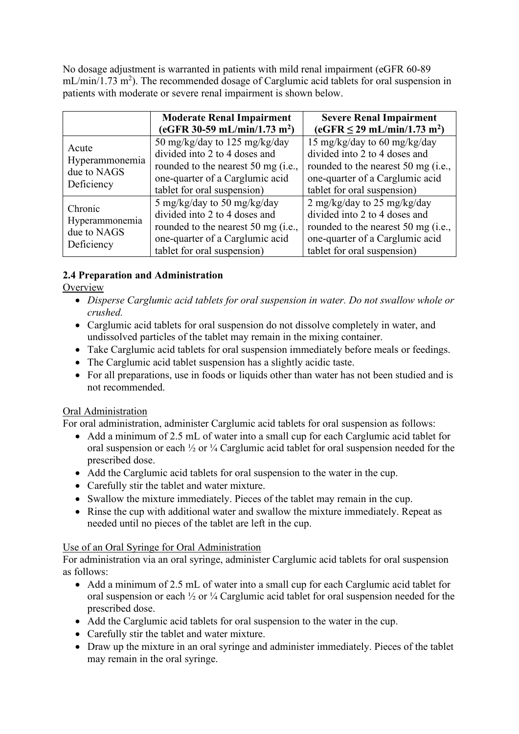No dosage adjustment is warranted in patients with mild renal impairment (eGFR 60-89 mL/min/1.73 $m^2$). The recommended dosage of Carglumic acid tablets for oral suspension in patients with moderate or severe renal impairment is shown below.

| | **Moderate Renal Impairment (eGFR 30-59 mL/min/1.73 $m^2$)** | **Severe Renal Impairment (eGFR ≤ 29 mL/min/1.73 $m^2$)** |
|---|---|---|
| Acute Hyperammonemia due to NAGS Deficiency | 50 mg/kg/day to 125 mg/kg/day divided into 2 to 4 doses and rounded to the nearest 50 mg (i.e., one-quarter of a Carglumic acid tablet for oral suspension) | 15 mg/kg/day to 60 mg/kg/day divided into 2 to 4 doses and rounded to the nearest 50 mg (i.e., one-quarter of a Carglumic acid tablet for oral suspension) |
| Chronic Hyperammonemia due to NAGS Deficiency | 5 mg/kg/day to 50 mg/kg/day divided into 2 to 4 doses and rounded to the nearest 50 mg (i.e., one-quarter of a Carglumic acid tablet for oral suspension) | 2 mg/kg/day to 25 mg/kg/day divided into 2 to 4 doses and rounded to the nearest 50 mg (i.e., one-quarter of a Carglumic acid tablet for oral suspension) |

### 2.4 Preparation and Administration

Overview

- *Disperse Carglumic acid tablets for oral suspension in water. Do not swallow whole or crushed.*
- Carglumic acid tablets for oral suspension do not dissolve completely in water, and undissolved particles of the tablet may remain in the mixing container.
- Take Carglumic acid tablets for oral suspension immediately before meals or feedings.
- The Carglumic acid tablet suspension has a slightly acidic taste.
- For all preparations, use in foods or liquids other than water has not been studied and is not recommended.

Oral Administration

For oral administration, administer Carglumic acid tablets for oral suspension as follows:

- Add a minimum of 2.5 mL of water into a small cup for each Carglumic acid tablet for oral suspension or each ½ or ¼ Carglumic acid tablet for oral suspension needed for the prescribed dose.
- Add the Carglumic acid tablets for oral suspension to the water in the cup.
- Carefully stir the tablet and water mixture.
- Swallow the mixture immediately. Pieces of the tablet may remain in the cup.
- Rinse the cup with additional water and swallow the mixture immediately. Repeat as needed until no pieces of the tablet are left in the cup.

Use of an Oral Syringe for Oral Administration

For administration via an oral syringe, administer Carglumic acid tablets for oral suspension as follows:

- Add a minimum of 2.5 mL of water into a small cup for each Carglumic acid tablet for oral suspension or each ½ or ¼ Carglumic acid tablet for oral suspension needed for the prescribed dose.
- Add the Carglumic acid tablets for oral suspension to the water in the cup.
- Carefully stir the tablet and water mixture.
- Draw up the mixture in an oral syringe and administer immediately. Pieces of the tablet may remain in the oral syringe.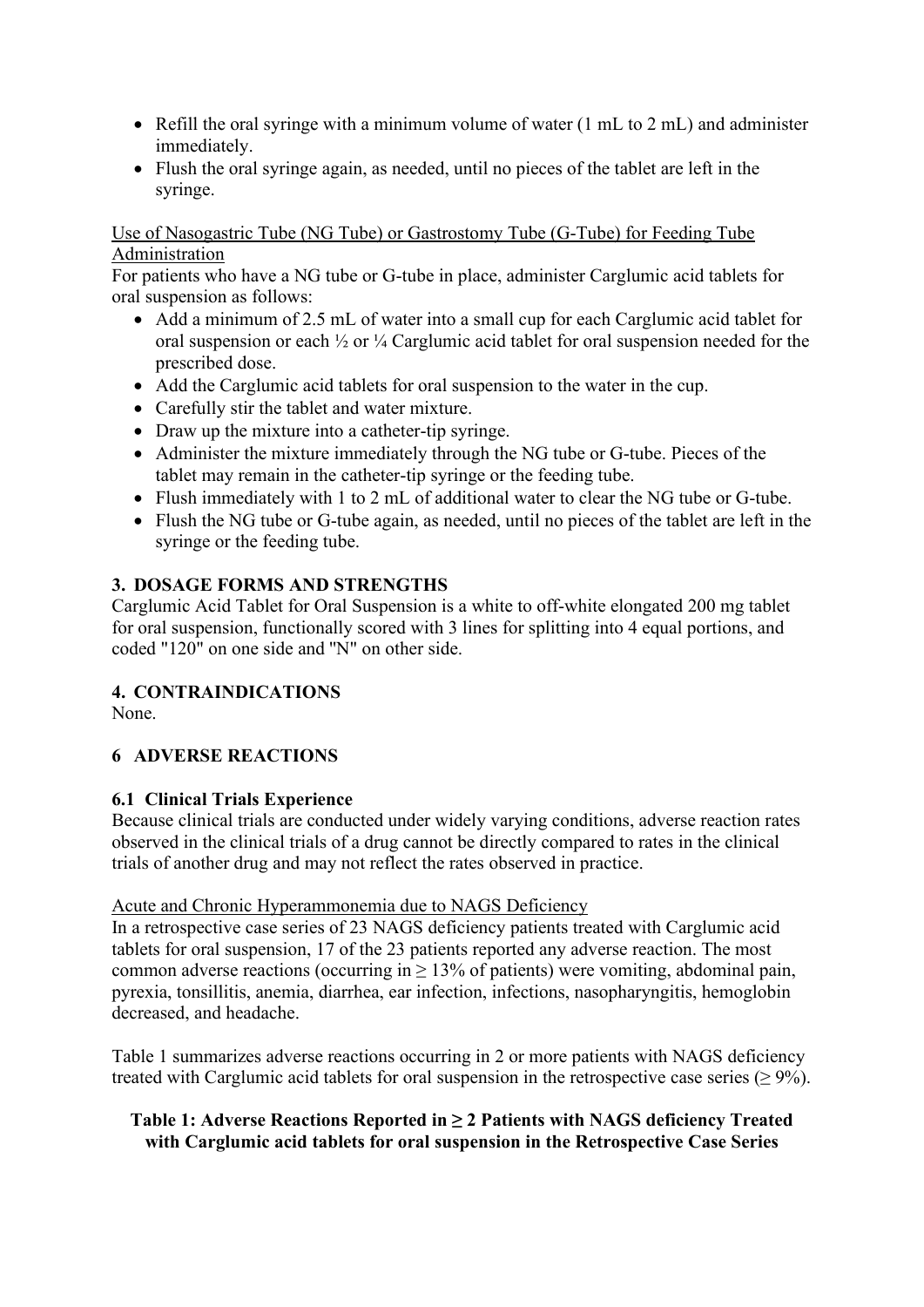- Refill the oral syringe with a minimum volume of water (1 mL to 2 mL) and administer immediately.
- Flush the oral syringe again, as needed, until no pieces of the tablet are left in the syringe.

Use of Nasogastric Tube (NG Tube) or Gastrostomy Tube (G-Tube) for Feeding Tube Administration

For patients who have a NG tube or G-tube in place, administer Carglumic acid tablets for oral suspension as follows:

- Add a minimum of 2.5 mL of water into a small cup for each Carglumic acid tablet for oral suspension or each ½ or ¼ Carglumic acid tablet for oral suspension needed for the prescribed dose.
- Add the Carglumic acid tablets for oral suspension to the water in the cup.
- Carefully stir the tablet and water mixture.
- Draw up the mixture into a catheter-tip syringe.
- Administer the mixture immediately through the NG tube or G-tube. Pieces of the tablet may remain in the catheter-tip syringe or the feeding tube.
- Flush immediately with 1 to 2 mL of additional water to clear the NG tube or G-tube.
- Flush the NG tube or G-tube again, as needed, until no pieces of the tablet are left in the syringe or the feeding tube.

## 3. DOSAGE FORMS AND STRENGTHS

Carglumic Acid Tablet for Oral Suspension is a white to off-white elongated 200 mg tablet for oral suspension, functionally scored with 3 lines for splitting into 4 equal portions, and coded "120" on one side and "N" on other side.

## 4. CONTRAINDICATIONS

None.

## 6 ADVERSE REACTIONS

### 6.1 Clinical Trials Experience

Because clinical trials are conducted under widely varying conditions, adverse reaction rates observed in the clinical trials of a drug cannot be directly compared to rates in the clinical trials of another drug and may not reflect the rates observed in practice.

Acute and Chronic Hyperammonemia due to NAGS Deficiency

In a retrospective case series of 23 NAGS deficiency patients treated with Carglumic acid tablets for oral suspension, 17 of the 23 patients reported any adverse reaction. The most common adverse reactions (occurring in ≥ 13% of patients) were vomiting, abdominal pain, pyrexia, tonsillitis, anemia, diarrhea, ear infection, infections, nasopharyngitis, hemoglobin decreased, and headache.

Table 1 summarizes adverse reactions occurring in 2 or more patients with NAGS deficiency treated with Carglumic acid tablets for oral suspension in the retrospective case series (≥ 9%).

**Table 1: Adverse Reactions Reported in ≥ 2 Patients with NAGS deficiency Treated with Carglumic acid tablets for oral suspension in the Retrospective Case Series**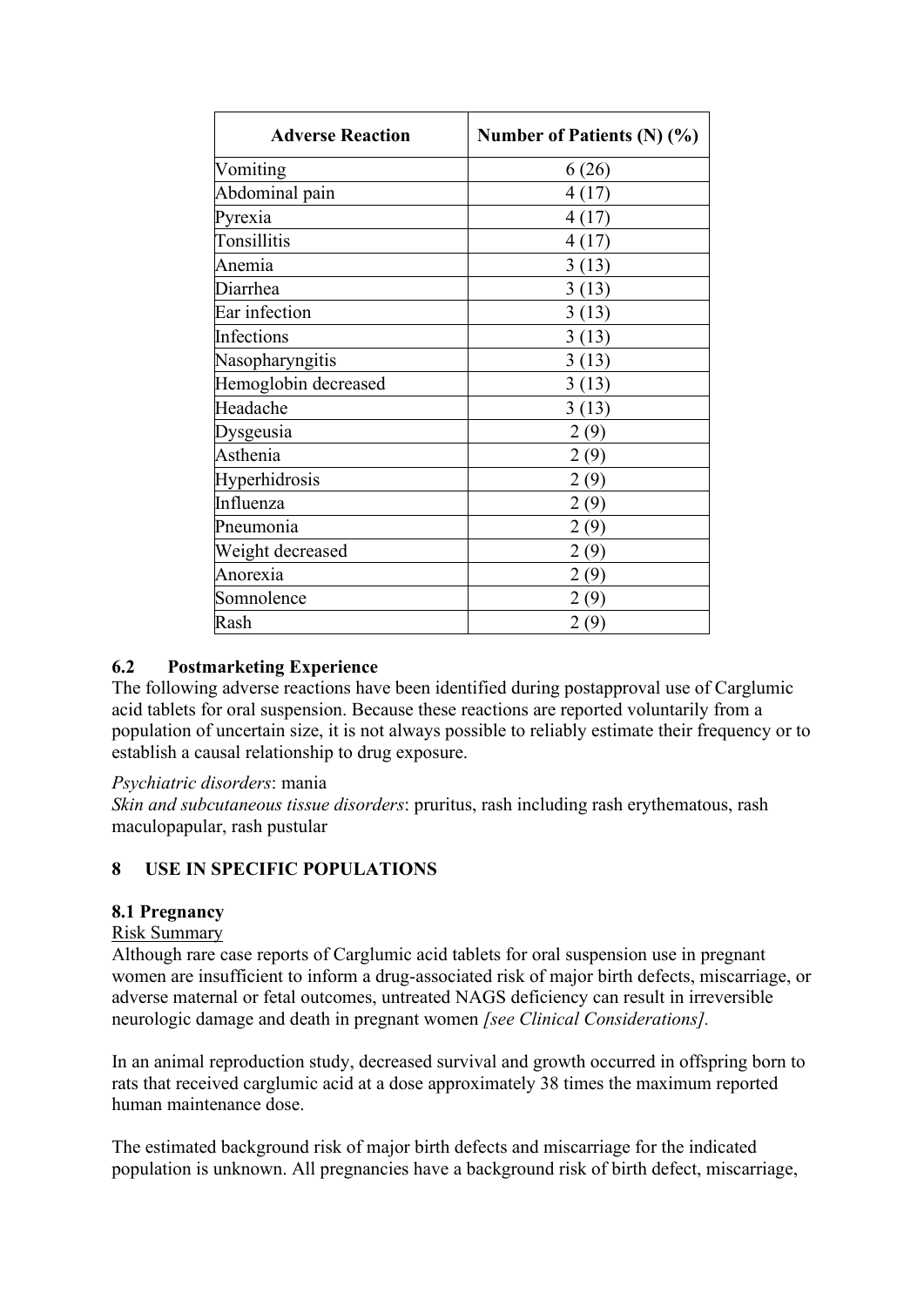| Adverse Reaction | Number of Patients (N) (%) |
|---|---|
| Vomiting | 6 (26) |
| Abdominal pain | 4 (17) |
| Pyrexia | 4 (17) |
| Tonsillitis | 4 (17) |
| Anemia | 3 (13) |
| Diarrhea | 3 (13) |
| Ear infection | 3 (13) |
| Infections | 3 (13) |
| Nasopharyngitis | 3 (13) |
| Hemoglobin decreased | 3 (13) |
| Headache | 3 (13) |
| Dysgeusia | 2 (9) |
| Asthenia | 2 (9) |
| Hyperhidrosis | 2 (9) |
| Influenza | 2 (9) |
| Pneumonia | 2 (9) |
| Weight decreased | 2 (9) |
| Anorexia | 2 (9) |
| Somnolence | 2 (9) |
| Rash | 2 (9) |

### 6.2 Postmarketing Experience

The following adverse reactions have been identified during postapproval use of Carglumic acid tablets for oral suspension. Because these reactions are reported voluntarily from a population of uncertain size, it is not always possible to reliably estimate their frequency or to establish a causal relationship to drug exposure.

*Psychiatric disorders*: mania

*Skin and subcutaneous tissue disorders*: pruritus, rash including rash erythematous, rash maculopapular, rash pustular

## 8 USE IN SPECIFIC POPULATIONS

### 8.1 Pregnancy

Risk Summary

Although rare case reports of Carglumic acid tablets for oral suspension use in pregnant women are insufficient to inform a drug-associated risk of major birth defects, miscarriage, or adverse maternal or fetal outcomes, untreated NAGS deficiency can result in irreversible neurologic damage and death in pregnant women *[see Clinical Considerations].*

In an animal reproduction study, decreased survival and growth occurred in offspring born to rats that received carglumic acid at a dose approximately 38 times the maximum reported human maintenance dose.

The estimated background risk of major birth defects and miscarriage for the indicated population is unknown. All pregnancies have a background risk of birth defect, miscarriage,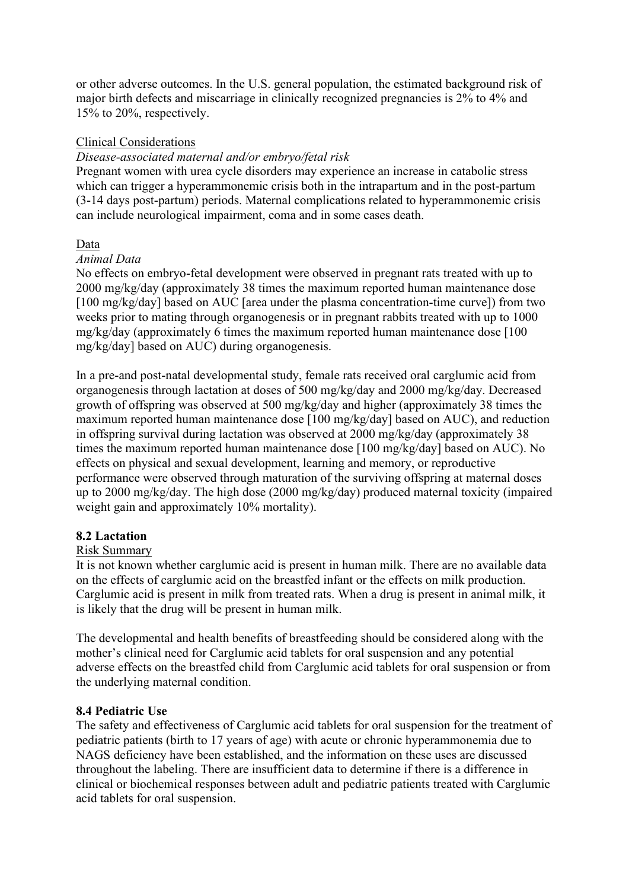or other adverse outcomes. In the U.S. general population, the estimated background risk of major birth defects and miscarriage in clinically recognized pregnancies is 2% to 4% and 15% to 20%, respectively.

Clinical Considerations

*Disease-associated maternal and/or embryo/fetal risk*

Pregnant women with urea cycle disorders may experience an increase in catabolic stress which can trigger a hyperammonemic crisis both in the intrapartum and in the post-partum (3-14 days post-partum) periods. Maternal complications related to hyperammonemic crisis can include neurological impairment, coma and in some cases death.

Data

*Animal Data*

No effects on embryo-fetal development were observed in pregnant rats treated with up to 2000 mg/kg/day (approximately 38 times the maximum reported human maintenance dose [100 mg/kg/day] based on AUC [area under the plasma concentration-time curve]) from two weeks prior to mating through organogenesis or in pregnant rabbits treated with up to 1000 mg/kg/day (approximately 6 times the maximum reported human maintenance dose [100 mg/kg/day] based on AUC) during organogenesis.

In a pre-and post-natal developmental study, female rats received oral carglumic acid from organogenesis through lactation at doses of 500 mg/kg/day and 2000 mg/kg/day. Decreased growth of offspring was observed at 500 mg/kg/day and higher (approximately 38 times the maximum reported human maintenance dose [100 mg/kg/day] based on AUC), and reduction in offspring survival during lactation was observed at 2000 mg/kg/day (approximately 38 times the maximum reported human maintenance dose [100 mg/kg/day] based on AUC). No effects on physical and sexual development, learning and memory, or reproductive performance were observed through maturation of the surviving offspring at maternal doses up to 2000 mg/kg/day. The high dose (2000 mg/kg/day) produced maternal toxicity (impaired weight gain and approximately 10% mortality).

### 8.2 Lactation

Risk Summary

It is not known whether carglumic acid is present in human milk. There are no available data on the effects of carglumic acid on the breastfed infant or the effects on milk production. Carglumic acid is present in milk from treated rats. When a drug is present in animal milk, it is likely that the drug will be present in human milk.

The developmental and health benefits of breastfeeding should be considered along with the mother's clinical need for Carglumic acid tablets for oral suspension and any potential adverse effects on the breastfed child from Carglumic acid tablets for oral suspension or from the underlying maternal condition.

### 8.4 Pediatric Use

The safety and effectiveness of Carglumic acid tablets for oral suspension for the treatment of pediatric patients (birth to 17 years of age) with acute or chronic hyperammonemia due to NAGS deficiency have been established, and the information on these uses are discussed throughout the labeling. There are insufficient data to determine if there is a difference in clinical or biochemical responses between adult and pediatric patients treated with Carglumic acid tablets for oral suspension.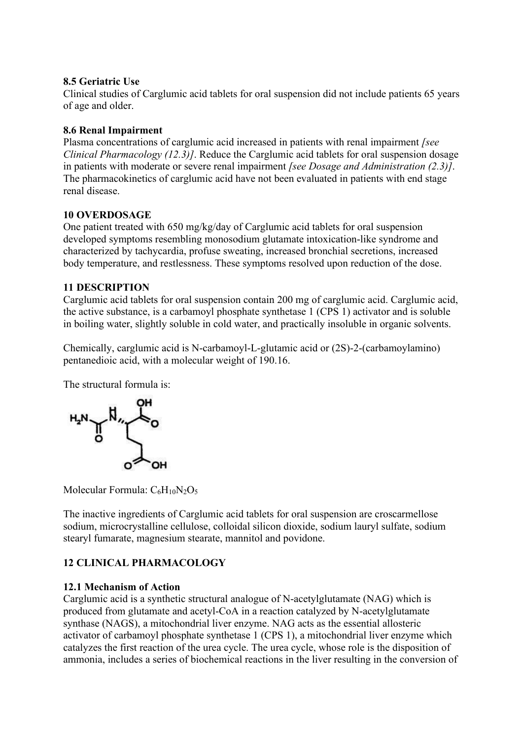### 8.5 Geriatric Use

Clinical studies of Carglumic acid tablets for oral suspension did not include patients 65 years of age and older.

### 8.6 Renal Impairment

Plasma concentrations of carglumic acid increased in patients with renal impairment *[see Clinical Pharmacology (12.3)]*. Reduce the Carglumic acid tablets for oral suspension dosage in patients with moderate or severe renal impairment *[see Dosage and Administration (2.3)]*. The pharmacokinetics of carglumic acid have not been evaluated in patients with end stage renal disease.

## 10 OVERDOSAGE

One patient treated with 650 mg/kg/day of Carglumic acid tablets for oral suspension developed symptoms resembling monosodium glutamate intoxication-like syndrome and characterized by tachycardia, profuse sweating, increased bronchial secretions, increased body temperature, and restlessness. These symptoms resolved upon reduction of the dose.

## 11 DESCRIPTION

Carglumic acid tablets for oral suspension contain 200 mg of carglumic acid. Carglumic acid, the active substance, is a carbamoyl phosphate synthetase 1 (CPS 1) activator and is soluble in boiling water, slightly soluble in cold water, and practically insoluble in organic solvents.

Chemically, carglumic acid is N-carbamoyl-L-glutamic acid or (2S)-2-(carbamoylamino) pentanedioic acid, with a molecular weight of 190.16.

The structural formula is:

Molecular Formula: $C_6H_{10}N_2O_5$

The inactive ingredients of Carglumic acid tablets for oral suspension are croscarmellose sodium, microcrystalline cellulose, colloidal silicon dioxide, sodium lauryl sulfate, sodium stearyl fumarate, magnesium stearate, mannitol and povidone.

## 12 CLINICAL PHARMACOLOGY

### 12.1 Mechanism of Action

Carglumic acid is a synthetic structural analogue of N-acetylglutamate (NAG) which is produced from glutamate and acetyl-CoA in a reaction catalyzed by N-acetylglutamate synthase (NAGS), a mitochondrial liver enzyme. NAG acts as the essential allosteric activator of carbamoyl phosphate synthetase 1 (CPS 1), a mitochondrial liver enzyme which catalyzes the first reaction of the urea cycle. The urea cycle, whose role is the disposition of ammonia, includes a series of biochemical reactions in the liver resulting in the conversion of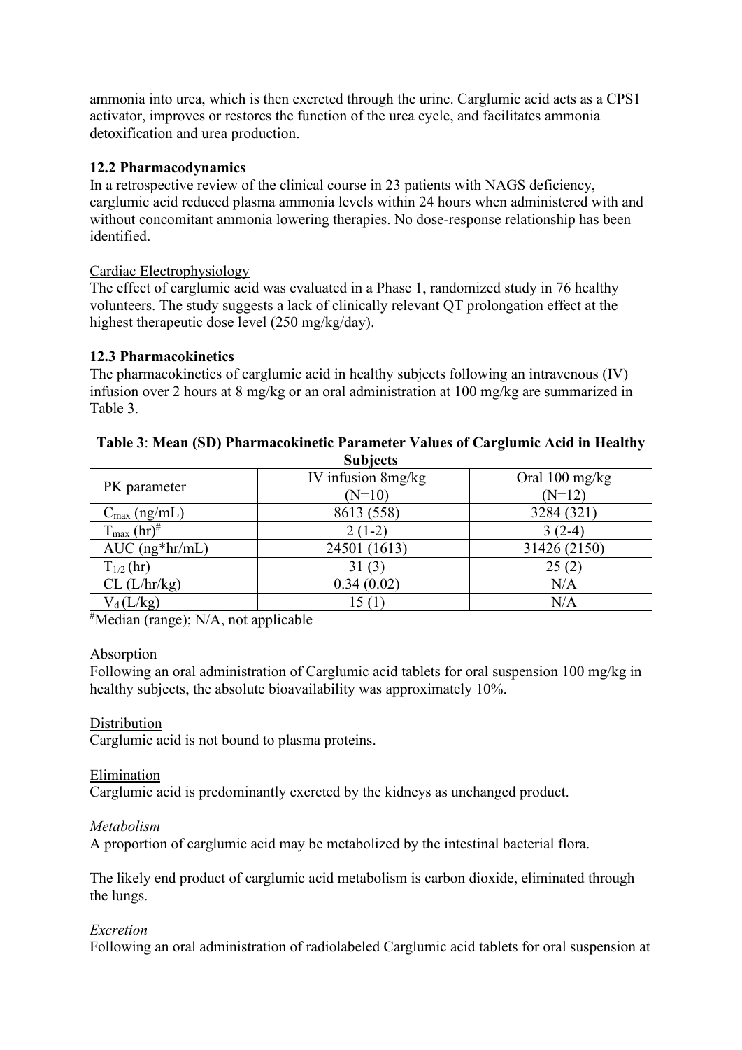ammonia into urea, which is then excreted through the urine. Carglumic acid acts as a CPS1 activator, improves or restores the function of the urea cycle, and facilitates ammonia detoxification and urea production.

### 12.2 Pharmacodynamics

In a retrospective review of the clinical course in 23 patients with NAGS deficiency, carglumic acid reduced plasma ammonia levels within 24 hours when administered with and without concomitant ammonia lowering therapies. No dose-response relationship has been identified.

Cardiac Electrophysiology

The effect of carglumic acid was evaluated in a Phase 1, randomized study in 76 healthy volunteers. The study suggests a lack of clinically relevant QT prolongation effect at the highest therapeutic dose level (250 mg/kg/day).

### 12.3 Pharmacokinetics

The pharmacokinetics of carglumic acid in healthy subjects following an intravenous (IV) infusion over 2 hours at 8 mg/kg or an oral administration at 100 mg/kg are summarized in Table 3.

**Table 3**: **Mean (SD) Pharmacokinetic Parameter Values of Carglumic Acid in Healthy Subjects**

| PK parameter | IV infusion 8mg/kg (N=10) | Oral 100 mg/kg (N=12) |
|---|---|---|
| $C_{max}$ (ng/mL) | 8613 (558) | 3284 (321) |
| $T_{max}$ (hr)# | 2 (1-2) | 3 (2-4) |
| AUC (ng*hr/mL) | 24501 (1613) | 31426 (2150) |
| $T_{1/2}$ (hr) | 31 (3) | 25 (2) |
| CL (L/hr/kg) | 0.34 (0.02) | N/A |
| $V_d$ (L/kg) | 15 (1) | N/A |

#Median (range); N/A, not applicable

Absorption

Following an oral administration of Carglumic acid tablets for oral suspension 100 mg/kg in healthy subjects, the absolute bioavailability was approximately 10%.

Distribution

Carglumic acid is not bound to plasma proteins.

Elimination

Carglumic acid is predominantly excreted by the kidneys as unchanged product.

*Metabolism*

A proportion of carglumic acid may be metabolized by the intestinal bacterial flora.

The likely end product of carglumic acid metabolism is carbon dioxide, eliminated through the lungs.

*Excretion*

Following an oral administration of radiolabeled Carglumic acid tablets for oral suspension at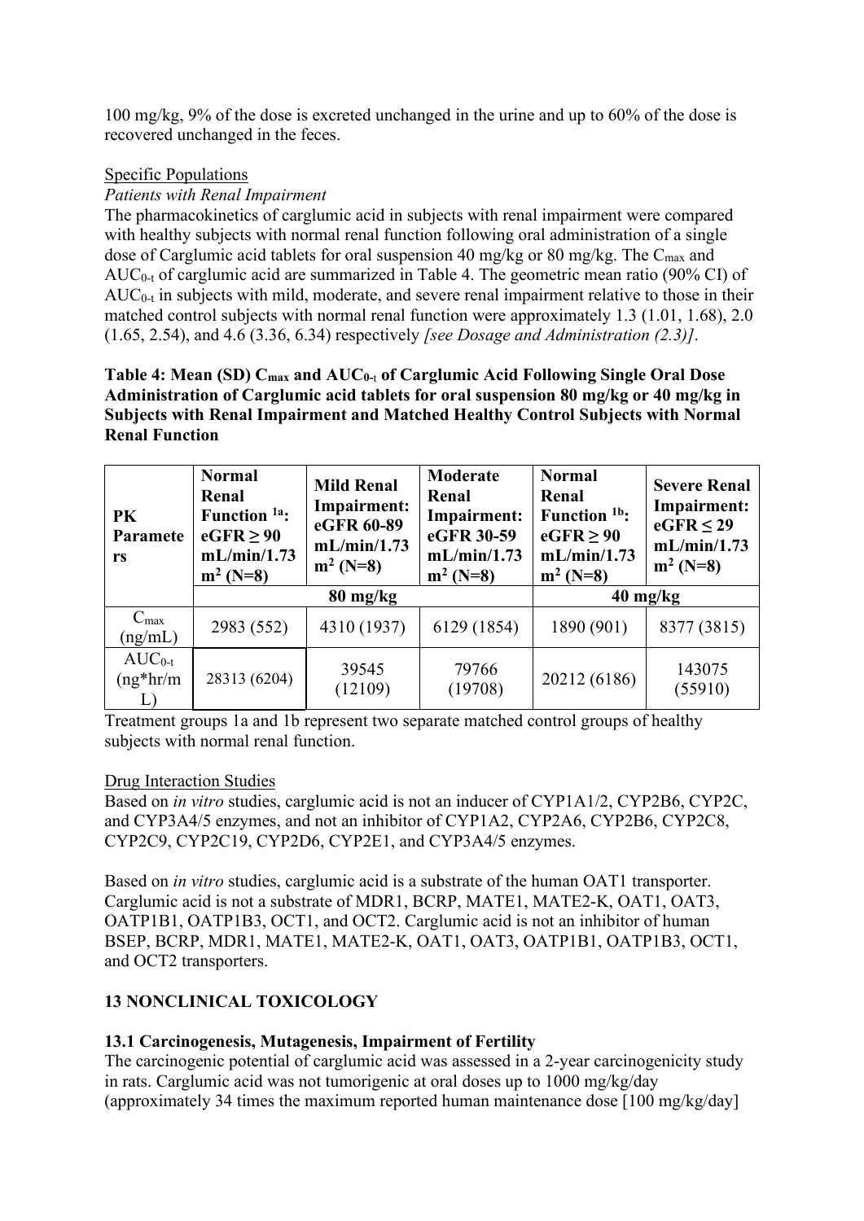100 mg/kg, 9% of the dose is excreted unchanged in the urine and up to 60% of the dose is recovered unchanged in the feces.

Specific Populations

*Patients with Renal Impairment*

The pharmacokinetics of carglumic acid in subjects with renal impairment were compared with healthy subjects with normal renal function following oral administration of a single dose of Carglumic acid tablets for oral suspension 40 mg/kg or 80 mg/kg. The $C_{max}$ and $AUC_{0-t}$ of carglumic acid are summarized in Table 4. The geometric mean ratio (90% CI) of $AUC_{0-t}$ in subjects with mild, moderate, and severe renal impairment relative to those in their matched control subjects with normal renal function were approximately 1.3 (1.01, 1.68), 2.0 (1.65, 2.54), and 4.6 (3.36, 6.34) respectively *[see Dosage and Administration (2.3)]*.

**Table 4: Mean (SD) $C_{max}$ and $AUC_{0-t}$ of Carglumic Acid Following Single Oral Dose Administration of Carglumic acid tablets for oral suspension 80 mg/kg or 40 mg/kg in Subjects with Renal Impairment and Matched Healthy Control Subjects with Normal Renal Function**

| PK Parameters | Normal Renal Function [1a]: eGFR ≥ 90 mL/min/1.73 $m^2$ (N=8) | Mild Renal Impairment: eGFR 60-89 mL/min/1.73 $m^2$ (N=8) | Moderate Renal Impairment: eGFR 30-59 mL/min/1.73 $m^2$ (N=8) | Normal Renal Function [1b]: eGFR ≥ 90 mL/min/1.73 $m^2$ (N=8) | Severe Renal Impairment: eGFR ≤ 29 mL/min/1.73 $m^2$ (N=8) |
|---|---|---|---|---|---|
| | 80 mg/kg | | | 40 mg/kg | |
| $C_{max}$ (ng/mL) | 2983 (552) | 4310 (1937) | 6129 (1854) | 1890 (901) | 8377 (3815) |
| $AUC_{0-t}$ (ng*hr/mL) | 28313 (6204) | 39545 (12109) | 79766 (19708) | 20212 (6186) | 143075 (55910) |

Treatment groups 1a and 1b represent two separate matched control groups of healthy subjects with normal renal function.

Drug Interaction Studies

Based on *in vitro* studies, carglumic acid is not an inducer of CYP1A1/2, CYP2B6, CYP2C, and CYP3A4/5 enzymes, and not an inhibitor of CYP1A2, CYP2A6, CYP2B6, CYP2C8, CYP2C9, CYP2C19, CYP2D6, CYP2E1, and CYP3A4/5 enzymes.

Based on *in vitro* studies, carglumic acid is a substrate of the human OAT1 transporter. Carglumic acid is not a substrate of MDR1, BCRP, MATE1, MATE2-K, OAT1, OAT3, OATP1B1, OATP1B3, OCT1, and OCT2. Carglumic acid is not an inhibitor of human BSEP, BCRP, MDR1, MATE1, MATE2-K, OAT1, OAT3, OATP1B1, OATP1B3, OCT1, and OCT2 transporters.

## 13 NONCLINICAL TOXICOLOGY

### 13.1 Carcinogenesis, Mutagenesis, Impairment of Fertility

The carcinogenic potential of carglumic acid was assessed in a 2-year carcinogenicity study in rats. Carglumic acid was not tumorigenic at oral doses up to 1000 mg/kg/day (approximately 34 times the maximum reported human maintenance dose [100 mg/kg/day]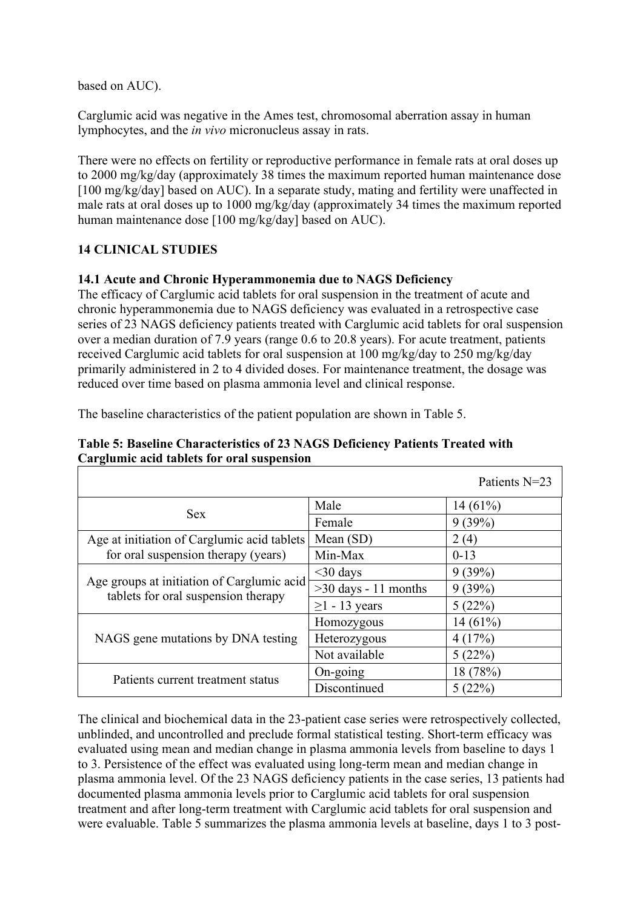based on AUC).

Carglumic acid was negative in the Ames test, chromosomal aberration assay in human lymphocytes, and the *in vivo* micronucleus assay in rats.

There were no effects on fertility or reproductive performance in female rats at oral doses up to 2000 mg/kg/day (approximately 38 times the maximum reported human maintenance dose [100 mg/kg/day] based on AUC). In a separate study, mating and fertility were unaffected in male rats at oral doses up to 1000 mg/kg/day (approximately 34 times the maximum reported human maintenance dose [100 mg/kg/day] based on AUC).

## 14 CLINICAL STUDIES

### 14.1 Acute and Chronic Hyperammonemia due to NAGS Deficiency

The efficacy of Carglumic acid tablets for oral suspension in the treatment of acute and chronic hyperammonemia due to NAGS deficiency was evaluated in a retrospective case series of 23 NAGS deficiency patients treated with Carglumic acid tablets for oral suspension over a median duration of 7.9 years (range 0.6 to 20.8 years). For acute treatment, patients received Carglumic acid tablets for oral suspension at 100 mg/kg/day to 250 mg/kg/day primarily administered in 2 to 4 divided doses. For maintenance treatment, the dosage was reduced over time based on plasma ammonia level and clinical response.

The baseline characteristics of the patient population are shown in Table 5.

**Table 5: Baseline Characteristics of 23 NAGS Deficiency Patients Treated with Carglumic acid tablets for oral suspension**

| | | Patients N=23 |
|---|---|---|
| Sex | Male | 14 (61%) |
| | Female | 9 (39%) |
| Age at initiation of Carglumic acid tablets for oral suspension therapy (years) | Mean (SD) | 2 (4) |
| | Min-Max | 0-13 |
| Age groups at initiation of Carglumic acid tablets for oral suspension therapy | <30 days | 9 (39%) |
| | >30 days - 11 months | 9 (39%) |
| | ≥1 - 13 years | 5 (22%) |
| NAGS gene mutations by DNA testing | Homozygous | 14 (61%) |
| | Heterozygous | 4 (17%) |
| | Not available | 5 (22%) |
| Patients current treatment status | On-going | 18 (78%) |
| | Discontinued | 5 (22%) |

The clinical and biochemical data in the 23-patient case series were retrospectively collected, unblinded, and uncontrolled and preclude formal statistical testing. Short-term efficacy was evaluated using mean and median change in plasma ammonia levels from baseline to days 1 to 3. Persistence of the effect was evaluated using long-term mean and median change in plasma ammonia level. Of the 23 NAGS deficiency patients in the case series, 13 patients had documented plasma ammonia levels prior to Carglumic acid tablets for oral suspension treatment and after long-term treatment with Carglumic acid tablets for oral suspension and were evaluable. Table 5 summarizes the plasma ammonia levels at baseline, days 1 to 3 post-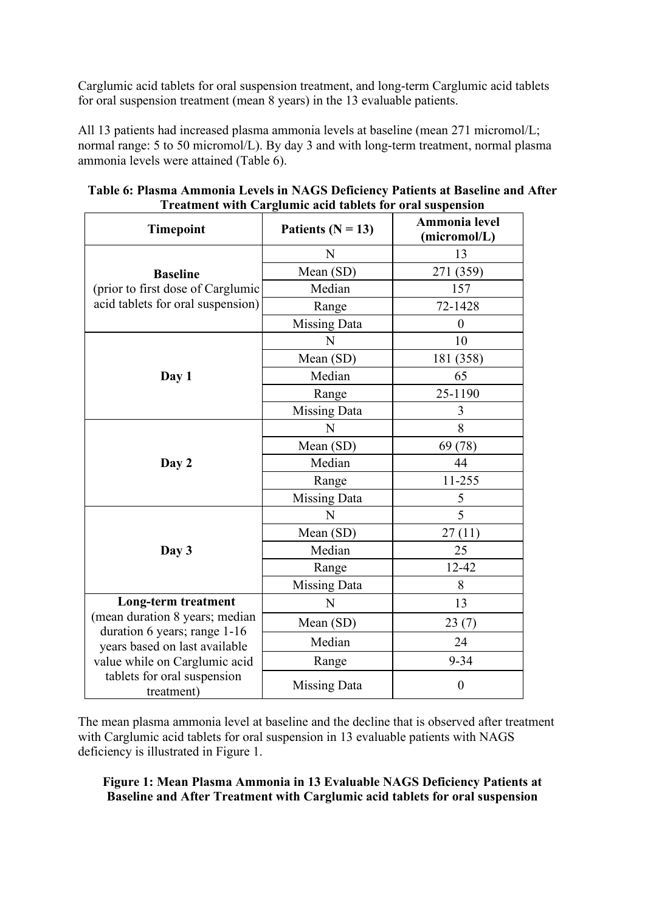Carglumic acid tablets for oral suspension treatment, and long-term Carglumic acid tablets for oral suspension treatment (mean 8 years) in the 13 evaluable patients.

All 13 patients had increased plasma ammonia levels at baseline (mean 271 micromol/L; normal range: 5 to 50 micromol/L). By day 3 and with long-term treatment, normal plasma ammonia levels were attained (Table 6).

**Table 6: Plasma Ammonia Levels in NAGS Deficiency Patients at Baseline and After Treatment with Carglumic acid tablets for oral suspension**

| Timepoint | Patients (N = 13) | Ammonia level (micromol/L) |
|---|---|---|
| **Baseline** (prior to first dose of Carglumic acid tablets for oral suspension) | N | 13 |
| | Mean (SD) | 271 (359) |
| | Median | 157 |
| | Range | 72-1428 |
| | Missing Data | 0 |
| **Day 1** | N | 10 |
| | Mean (SD) | 181 (358) |
| | Median | 65 |
| | Range | 25-1190 |
| | Missing Data | 3 |
| **Day 2** | N | 8 |
| | Mean (SD) | 69 (78) |
| | Median | 44 |
| | Range | 11-255 |
| | Missing Data | 5 |
| **Day 3** | N | 5 |
| | Mean (SD) | 27 (11) |
| | Median | 25 |
| | Range | 12-42 |
| | Missing Data | 8 |
| **Long-term treatment** (mean duration 8 years; median duration 6 years; range 1-16 years based on last available value while on Carglumic acid tablets for oral suspension treatment) | N | 13 |
| | Mean (SD) | 23 (7) |
| | Median | 24 |
| | Range | 9-34 |
| | Missing Data | 0 |

The mean plasma ammonia level at baseline and the decline that is observed after treatment with Carglumic acid tablets for oral suspension in 13 evaluable patients with NAGS deficiency is illustrated in Figure 1.

**Figure 1: Mean Plasma Ammonia in 13 Evaluable NAGS Deficiency Patients at Baseline and After Treatment with Carglumic acid tablets for oral suspension**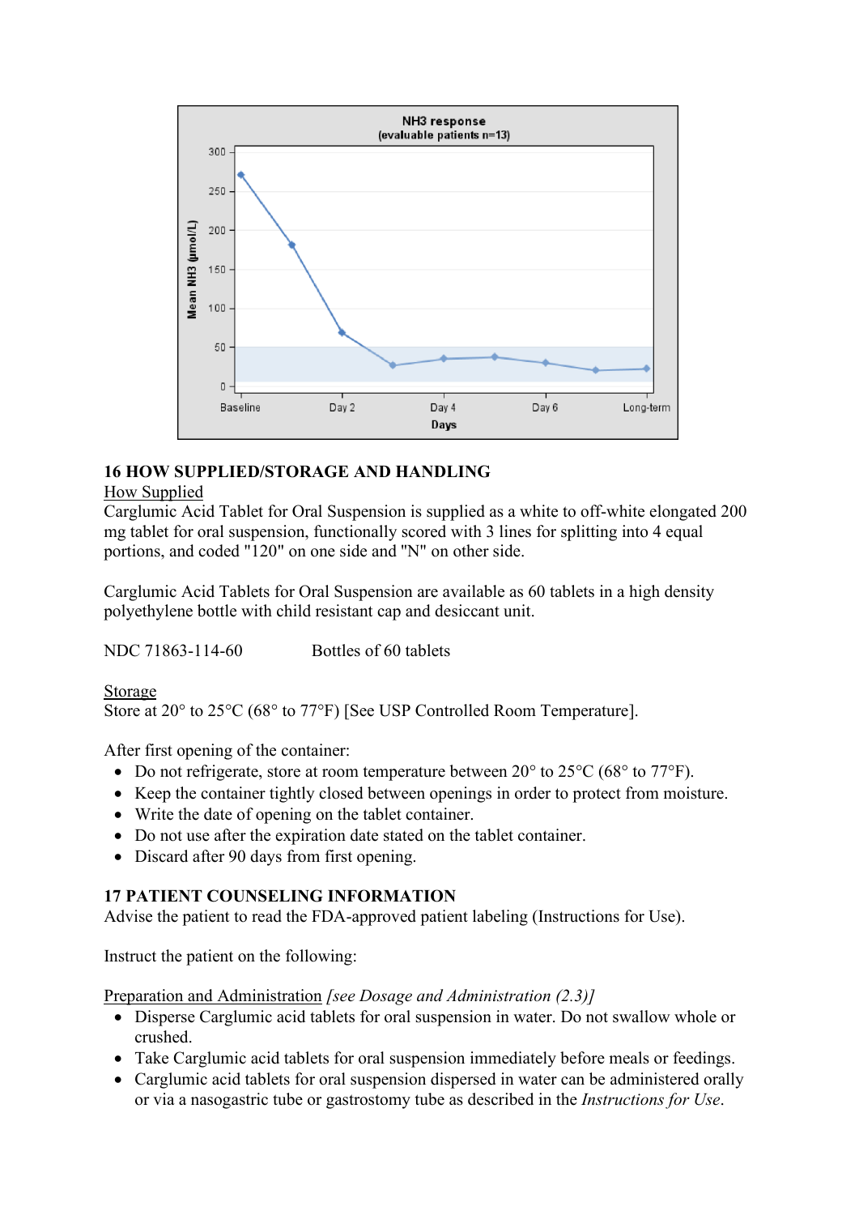NH3 response
(evaluable patients n=13)

## 16 HOW SUPPLIED/STORAGE AND HANDLING

How Supplied

Carglumic Acid Tablet for Oral Suspension is supplied as a white to off-white elongated 200 mg tablet for oral suspension, functionally scored with 3 lines for splitting into 4 equal portions, and coded "120" on one side and "N" on other side.

Carglumic Acid Tablets for Oral Suspension are available as 60 tablets in a high density polyethylene bottle with child resistant cap and desiccant unit.

NDC 71863-114-60 Bottles of 60 tablets

Storage

Store at 20° to 25°C (68° to 77°F) [See USP Controlled Room Temperature].

After first opening of the container:

- Do not refrigerate, store at room temperature between 20° to 25°C (68° to 77°F).
- Keep the container tightly closed between openings in order to protect from moisture.
- Write the date of opening on the tablet container.
- Do not use after the expiration date stated on the tablet container.
- Discard after 90 days from first opening.

## 17 PATIENT COUNSELING INFORMATION

Advise the patient to read the FDA-approved patient labeling (Instructions for Use).

Instruct the patient on the following:

Preparation and Administration *[see Dosage and Administration (2.3)]*

- Disperse Carglumic acid tablets for oral suspension in water. Do not swallow whole or crushed.
- Take Carglumic acid tablets for oral suspension immediately before meals or feedings.
- Carglumic acid tablets for oral suspension dispersed in water can be administered orally or via a nasogastric tube or gastrostomy tube as described in the *Instructions for Use*.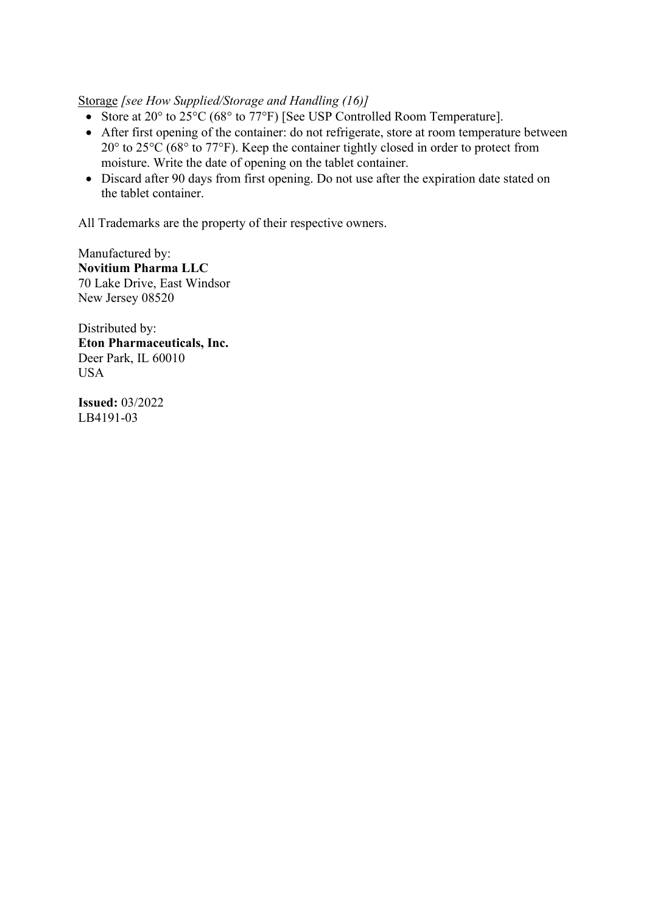<u>Storage</u> *[see How Supplied/Storage and Handling (16)]*

- Store at 20° to 25°C (68° to 77°F) [See USP Controlled Room Temperature].
- After first opening of the container: do not refrigerate, store at room temperature between 20° to 25°C (68° to 77°F). Keep the container tightly closed in order to protect from moisture. Write the date of opening on the tablet container.
- Discard after 90 days from first opening. Do not use after the expiration date stated on the tablet container.

All Trademarks are the property of their respective owners.

Manufactured by:
**Novitium Pharma LLC**
70 Lake Drive, East Windsor
New Jersey 08520

Distributed by:
**Eton Pharmaceuticals, Inc.**
Deer Park, IL 60010
USA

**Issued:** 03/2022
LB4191-03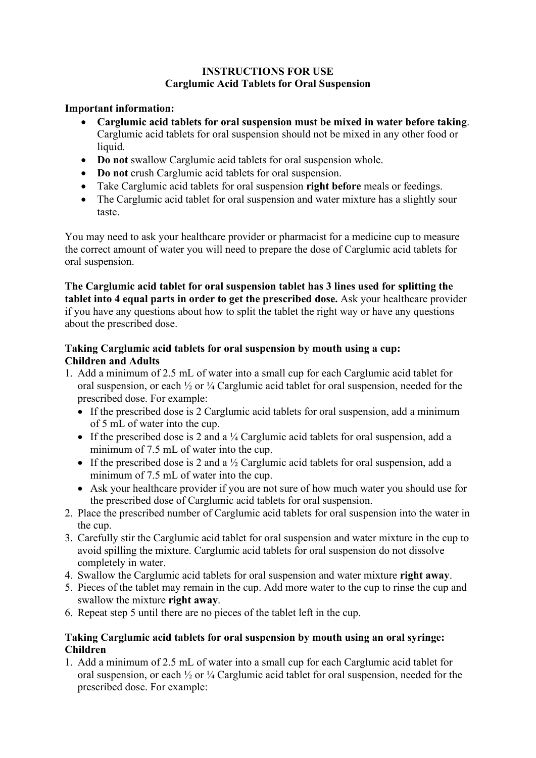# INSTRUCTIONS FOR USE
## Carglumic Acid Tablets for Oral Suspension

**Important information:**

- **Carglumic acid tablets for oral suspension must be mixed in water before taking**. Carglumic acid tablets for oral suspension should not be mixed in any other food or liquid.
- **Do not** swallow Carglumic acid tablets for oral suspension whole.
- **Do not** crush Carglumic acid tablets for oral suspension.
- Take Carglumic acid tablets for oral suspension **right before** meals or feedings.
- The Carglumic acid tablet for oral suspension and water mixture has a slightly sour taste.

You may need to ask your healthcare provider or pharmacist for a medicine cup to measure the correct amount of water you will need to prepare the dose of Carglumic acid tablets for oral suspension.

**The Carglumic acid tablet for oral suspension tablet has 3 lines used for splitting the tablet into 4 equal parts in order to get the prescribed dose.** Ask your healthcare provider if you have any questions about how to split the tablet the right way or have any questions about the prescribed dose.

**Taking Carglumic acid tablets for oral suspension by mouth using a cup:**
**Children and Adults**

1. Add a minimum of 2.5 mL of water into a small cup for each Carglumic acid tablet for oral suspension, or each ½ or ¼ Carglumic acid tablet for oral suspension, needed for the prescribed dose. For example:
   - If the prescribed dose is 2 Carglumic acid tablets for oral suspension, add a minimum of 5 mL of water into the cup.
   - If the prescribed dose is 2 and a ¼ Carglumic acid tablets for oral suspension, add a minimum of 7.5 mL of water into the cup.
   - If the prescribed dose is 2 and a ½ Carglumic acid tablets for oral suspension, add a minimum of 7.5 mL of water into the cup.
   - Ask your healthcare provider if you are not sure of how much water you should use for the prescribed dose of Carglumic acid tablets for oral suspension.
2. Place the prescribed number of Carglumic acid tablets for oral suspension into the water in the cup.
3. Carefully stir the Carglumic acid tablet for oral suspension and water mixture in the cup to avoid spilling the mixture. Carglumic acid tablets for oral suspension do not dissolve completely in water.
4. Swallow the Carglumic acid tablets for oral suspension and water mixture **right away**.
5. Pieces of the tablet may remain in the cup. Add more water to the cup to rinse the cup and swallow the mixture **right away**.
6. Repeat step 5 until there are no pieces of the tablet left in the cup.

**Taking Carglumic acid tablets for oral suspension by mouth using an oral syringe:**
**Children**

1. Add a minimum of 2.5 mL of water into a small cup for each Carglumic acid tablet for oral suspension, or each ½ or ¼ Carglumic acid tablet for oral suspension, needed for the prescribed dose. For example: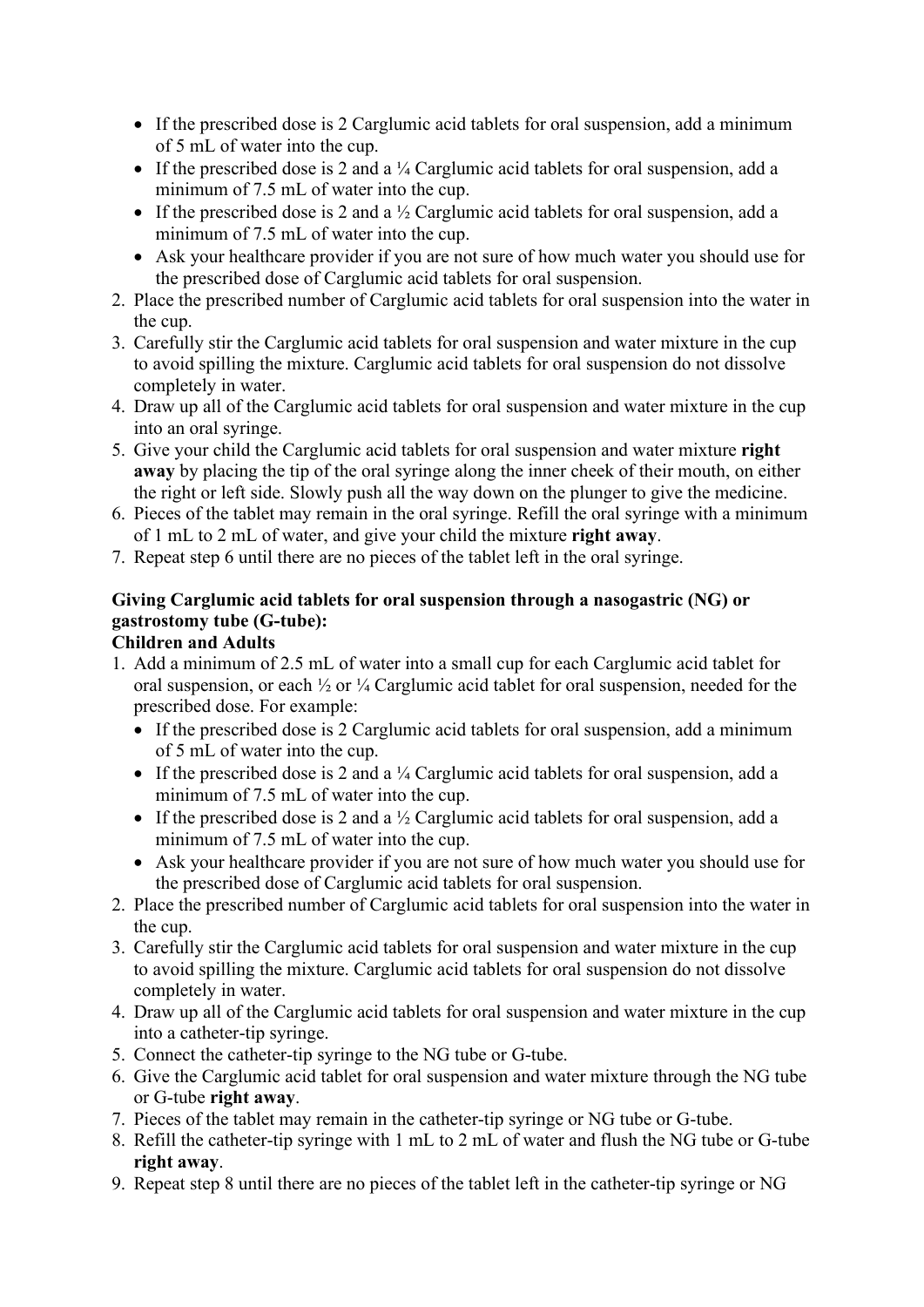- If the prescribed dose is 2 Carglumic acid tablets for oral suspension, add a minimum of 5 mL of water into the cup.
- If the prescribed dose is 2 and a ¼ Carglumic acid tablets for oral suspension, add a minimum of 7.5 mL of water into the cup.
- If the prescribed dose is 2 and a ½ Carglumic acid tablets for oral suspension, add a minimum of 7.5 mL of water into the cup.
- Ask your healthcare provider if you are not sure of how much water you should use for the prescribed dose of Carglumic acid tablets for oral suspension.

2. Place the prescribed number of Carglumic acid tablets for oral suspension into the water in the cup.
3. Carefully stir the Carglumic acid tablets for oral suspension and water mixture in the cup to avoid spilling the mixture. Carglumic acid tablets for oral suspension do not dissolve completely in water.
4. Draw up all of the Carglumic acid tablets for oral suspension and water mixture in the cup into an oral syringe.
5. Give your child the Carglumic acid tablets for oral suspension and water mixture **right away** by placing the tip of the oral syringe along the inner cheek of their mouth, on either the right or left side. Slowly push all the way down on the plunger to give the medicine.
6. Pieces of the tablet may remain in the oral syringe. Refill the oral syringe with a minimum of 1 mL to 2 mL of water, and give your child the mixture **right away**.
7. Repeat step 6 until there are no pieces of the tablet left in the oral syringe.

**Giving Carglumic acid tablets for oral suspension through a nasogastric (NG) or gastrostomy tube (G-tube):**
**Children and Adults**

1. Add a minimum of 2.5 mL of water into a small cup for each Carglumic acid tablet for oral suspension, or each ½ or ¼ Carglumic acid tablet for oral suspension, needed for the prescribed dose. For example:
   - If the prescribed dose is 2 Carglumic acid tablets for oral suspension, add a minimum of 5 mL of water into the cup.
   - If the prescribed dose is 2 and a ¼ Carglumic acid tablets for oral suspension, add a minimum of 7.5 mL of water into the cup.
   - If the prescribed dose is 2 and a ½ Carglumic acid tablets for oral suspension, add a minimum of 7.5 mL of water into the cup.
   - Ask your healthcare provider if you are not sure of how much water you should use for the prescribed dose of Carglumic acid tablets for oral suspension.
2. Place the prescribed number of Carglumic acid tablets for oral suspension into the water in the cup.
3. Carefully stir the Carglumic acid tablets for oral suspension and water mixture in the cup to avoid spilling the mixture. Carglumic acid tablets for oral suspension do not dissolve completely in water.
4. Draw up all of the Carglumic acid tablets for oral suspension and water mixture in the cup into a catheter-tip syringe.
5. Connect the catheter-tip syringe to the NG tube or G-tube.
6. Give the Carglumic acid tablet for oral suspension and water mixture through the NG tube or G-tube **right away**.
7. Pieces of the tablet may remain in the catheter-tip syringe or NG tube or G-tube.
8. Refill the catheter-tip syringe with 1 mL to 2 mL of water and flush the NG tube or G-tube **right away**.
9. Repeat step 8 until there are no pieces of the tablet left in the catheter-tip syringe or NG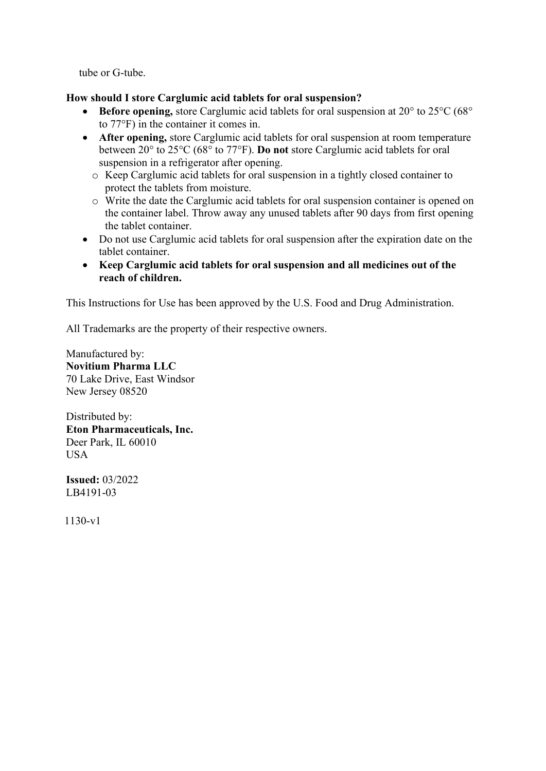tube or G-tube.

**How should I store Carglumic acid tablets for oral suspension?**

- **Before opening,** store Carglumic acid tablets for oral suspension at 20° to 25°C (68° to 77°F) in the container it comes in.
- **After opening,** store Carglumic acid tablets for oral suspension at room temperature between 20° to 25°C (68° to 77°F). **Do not** store Carglumic acid tablets for oral suspension in a refrigerator after opening.
  - Keep Carglumic acid tablets for oral suspension in a tightly closed container to protect the tablets from moisture.
  - Write the date the Carglumic acid tablets for oral suspension container is opened on the container label. Throw away any unused tablets after 90 days from first opening the tablet container.
- Do not use Carglumic acid tablets for oral suspension after the expiration date on the tablet container.
- **Keep Carglumic acid tablets for oral suspension and all medicines out of the reach of children.**

This Instructions for Use has been approved by the U.S. Food and Drug Administration.

All Trademarks are the property of their respective owners.

Manufactured by:
**Novitium Pharma LLC**
70 Lake Drive, East Windsor
New Jersey 08520

Distributed by:
**Eton Pharmaceuticals, Inc.**
Deer Park, IL 60010
USA

**Issued:** 03/2022
LB4191-03

1130-v1